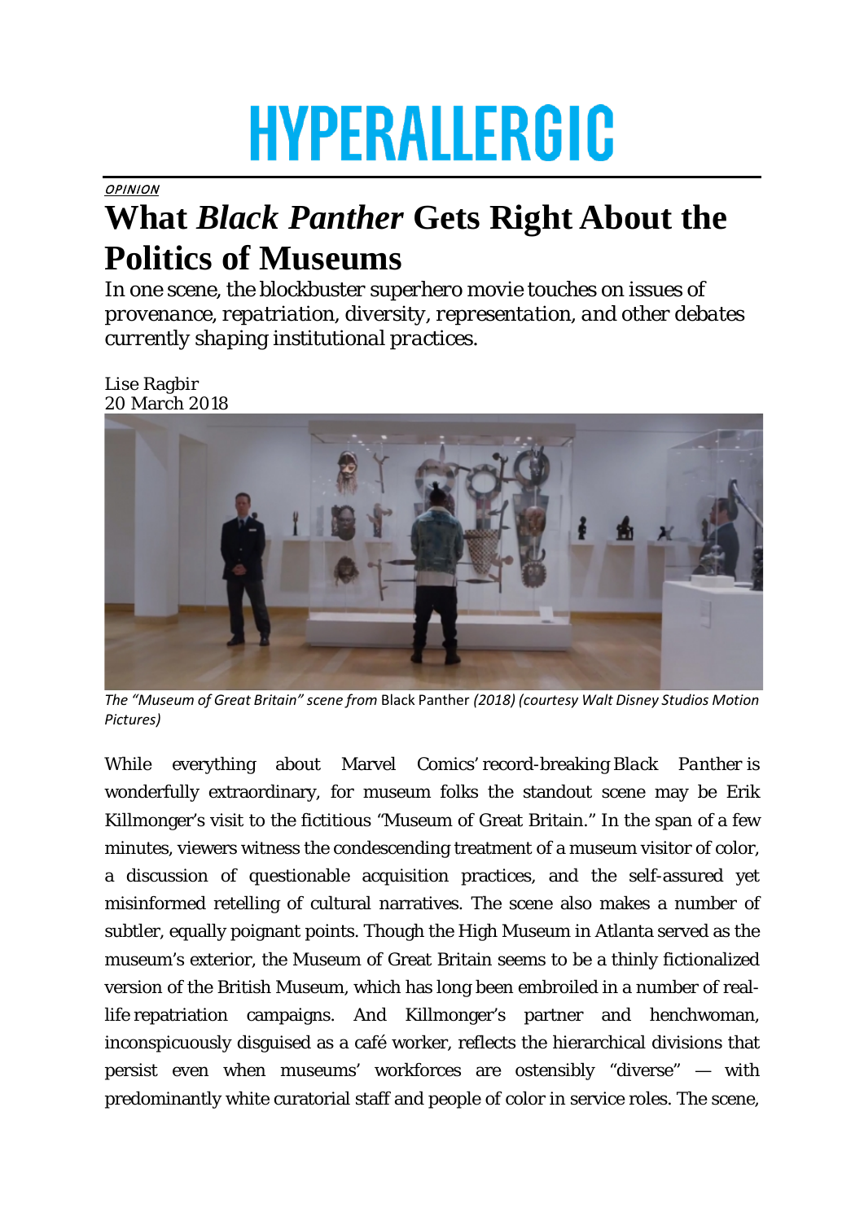# HYPERALLERGIC

*OPINION*

# What *Black Panther* Gets Right About the Politics of Museums

*In one scene, the blockbuster superhero movie touches on issues of provenance, repatriation, diversity, representation, and other debates currently shaping institutional practices.*

Lise Ragbir
20 March 2018

*The "Museum of Great Britain" scene from* Black Panther *(2018) (courtesy Walt Disney Studios Motion Pictures)*

While everything about Marvel Comics' record-breaking *Black Panther* is wonderfully extraordinary, for museum folks the standout scene may be Erik Killmonger's visit to the fictitious "Museum of Great Britain." In the span of a few minutes, viewers witness the condescending treatment of a museum visitor of color, a discussion of questionable acquisition practices, and the self-assured yet misinformed retelling of cultural narratives. The scene also makes a number of subtler, equally poignant points. Though the High Museum in Atlanta served as the museum's exterior, the Museum of Great Britain seems to be a thinly fictionalized version of the British Museum, which has long been embroiled in a number of real-life repatriation campaigns. And Killmonger's partner and henchwoman, inconspicuously disguised as a café worker, reflects the hierarchical divisions that persist even when museums' workforces are ostensibly "diverse" — with predominantly white curatorial staff and people of color in service roles. The scene,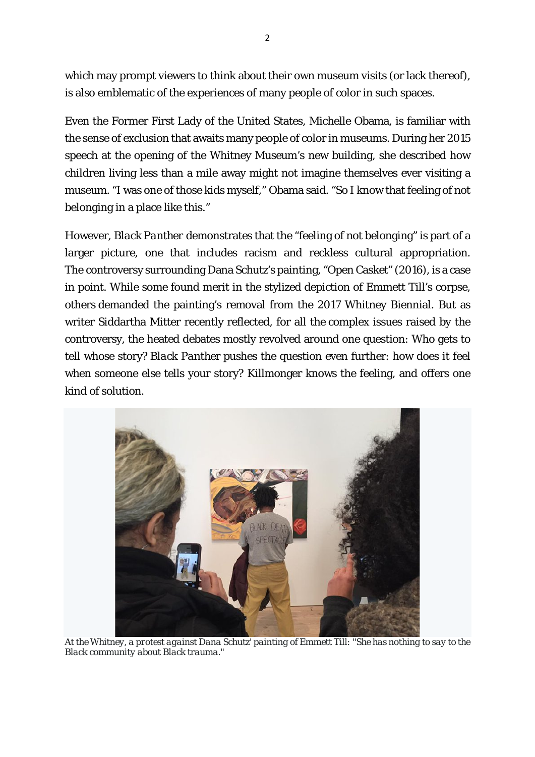which may prompt viewers to think about their own museum visits (or lack thereof), is also emblematic of the experiences of many people of color in such spaces.

Even the Former First Lady of the United States, Michelle Obama, is familiar with the sense of exclusion that awaits many people of color in museums. During her 2015 speech at the opening of the Whitney Museum's new building, she described how children living less than a mile away might not imagine themselves ever visiting a museum. "I was one of those kids myself," Obama said. "So I know that feeling of not belonging in a place like this."

However, *Black Panther* demonstrates that the "feeling of not belonging" is part of a larger picture, one that includes racism and reckless cultural appropriation. The controversy surrounding Dana Schutz's painting, "Open Casket" (2016), is a case in point. While some found merit in the stylized depiction of Emmett Till's corpse, others demanded the painting's removal from the 2017 Whitney Biennial. But as writer Siddartha Mitter recently reflected, for all the complex issues raised by the controversy, the heated debates mostly revolved around one question: Who gets to tell whose story? *Black Panther* pushes the question even further: how does it feel when someone else tells your story? Killmonger knows the feeling, and offers one kind of solution.

*At the Whitney, a protest against Dana Schutz' painting of Emmett Till: "She has nothing to say to the Black community about Black trauma."*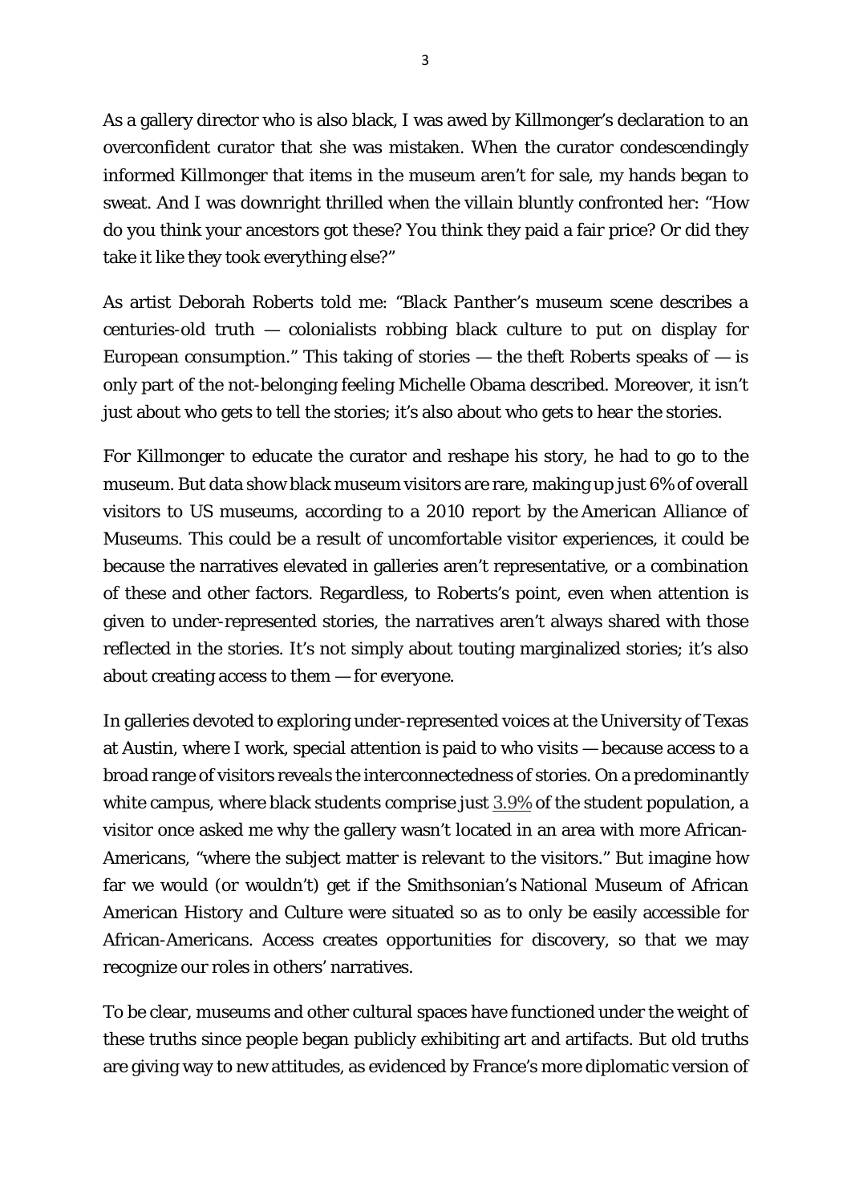As a gallery director who is also black, I was awed by Killmonger's declaration to an overconfident curator that she was mistaken. When the curator condescendingly informed Killmonger that items in the museum aren't for sale, my hands began to sweat. And I was downright thrilled when the villain bluntly confronted her: "How do you think your ancestors got these? You think they paid a fair price? Or did they take it like they took everything else?"

As artist Deborah Roberts told me: "*Black Panther*'s museum scene describes a centuries-old truth — colonialists robbing black culture to put on display for European consumption." This taking of stories — the theft Roberts speaks of — is only part of the not-belonging feeling Michelle Obama described. Moreover, it isn't just about who gets to tell the stories; it's also about who gets to *hear* the stories.

For Killmonger to educate the curator and reshape his story, he had to go to the museum. But data show black museum visitors are rare, making up just 6% of overall visitors to US museums, according to a 2010 report by the American Alliance of Museums. This could be a result of uncomfortable visitor experiences, it could be because the narratives elevated in galleries aren't representative, or a combination of these and other factors. Regardless, to Roberts's point, even when attention is given to under-represented stories, the narratives aren't always shared with those reflected in the stories. It's not simply about touting marginalized stories; it's also about creating access to them — for everyone.

In galleries devoted to exploring under-represented voices at the University of Texas at Austin, where I work, special attention is paid to who visits — because access to a broad range of visitors reveals the interconnectedness of stories. On a predominantly white campus, where black students comprise just 3.9% of the student population, a visitor once asked me why the gallery wasn't located in an area with more African-Americans, "where the subject matter is relevant to the visitors." But imagine how far we would (or wouldn't) get if the Smithsonian's National Museum of African American History and Culture were situated so as to only be easily accessible for African-Americans. Access creates opportunities for discovery, so that we may recognize our roles in others' narratives.

To be clear, museums and other cultural spaces have functioned under the weight of these truths since people began publicly exhibiting art and artifacts. But old truths are giving way to new attitudes, as evidenced by France's more diplomatic version of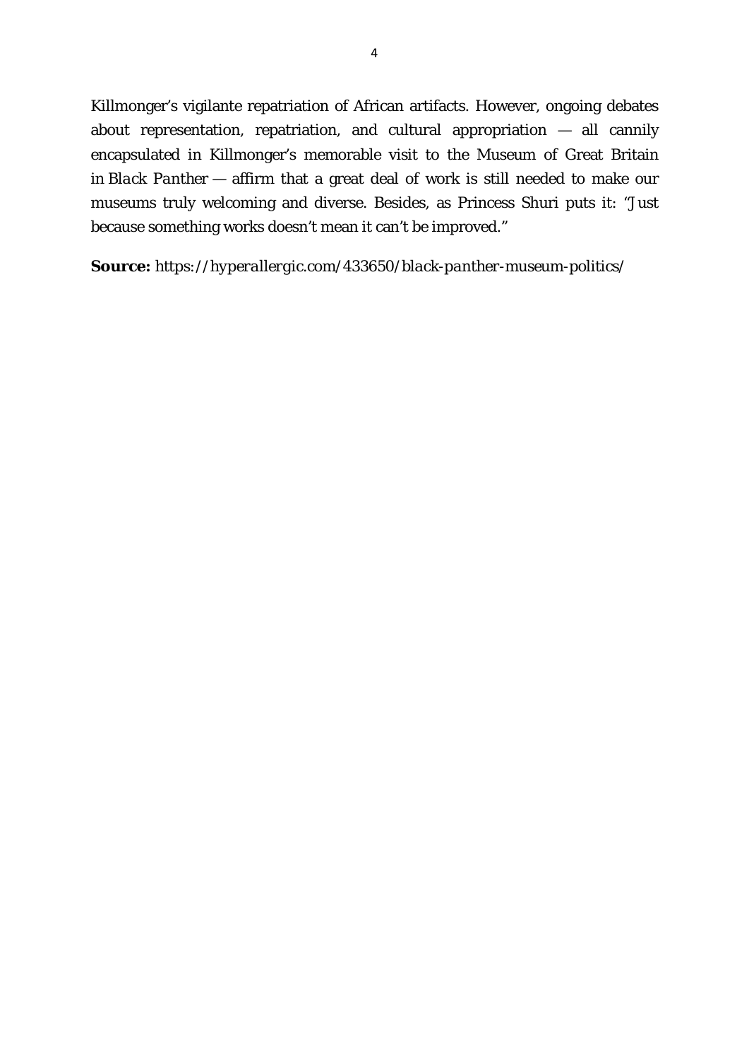Killmonger's vigilante repatriation of African artifacts. However, ongoing debates about representation, repatriation, and cultural appropriation — all cannily encapsulated in Killmonger's memorable visit to the Museum of Great Britain in *Black Panther* — affirm that a great deal of work is still needed to make our museums truly welcoming and diverse. Besides, as Princess Shuri puts it: "Just because something works doesn't mean it can't be improved."

**Source:** https://hyperallergic.com/433650/black-panther-museum-politics/